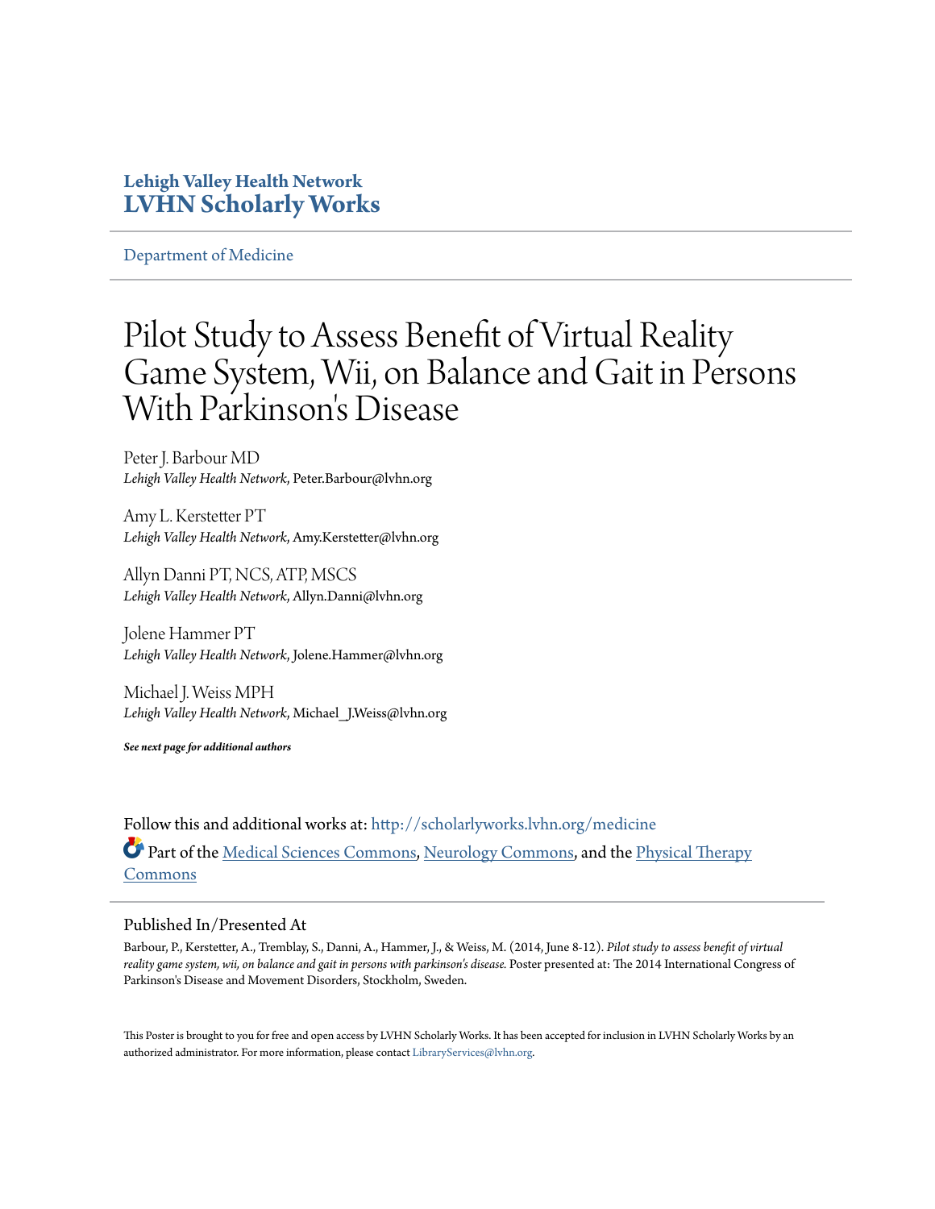**Lehigh Valley Health Network**
**LVHN Scholarly Works**

Department of Medicine

# Pilot Study to Assess Benefit of Virtual Reality Game System, Wii, on Balance and Gait in Persons With Parkinson's Disease

Peter J. Barbour MD
*Lehigh Valley Health Network*, Peter.Barbour@lvhn.org

Amy L. Kerstetter PT
*Lehigh Valley Health Network*, Amy.Kerstetter@lvhn.org

Allyn Danni PT, NCS, ATP, MSCS
*Lehigh Valley Health Network*, Allyn.Danni@lvhn.org

Jolene Hammer PT
*Lehigh Valley Health Network*, Jolene.Hammer@lvhn.org

Michael J. Weiss MPH
*Lehigh Valley Health Network*, Michael_J.Weiss@lvhn.org

***See next page for additional authors***

Follow this and additional works at: http://scholarlyworks.lvhn.org/medicine

Part of the Medical Sciences Commons, Neurology Commons, and the Physical Therapy Commons

## Published In/Presented At

Barbour, P., Kerstetter, A., Tremblay, S., Danni, A., Hammer, J., & Weiss, M. (2014, June 8-12). *Pilot study to assess benefit of virtual reality game system, wii, on balance and gait in persons with parkinson's disease.* Poster presented at: The 2014 International Congress of Parkinson's Disease and Movement Disorders, Stockholm, Sweden.

This Poster is brought to you for free and open access by LVHN Scholarly Works. It has been accepted for inclusion in LVHN Scholarly Works by an authorized administrator. For more information, please contact LibraryServices@lvhn.org.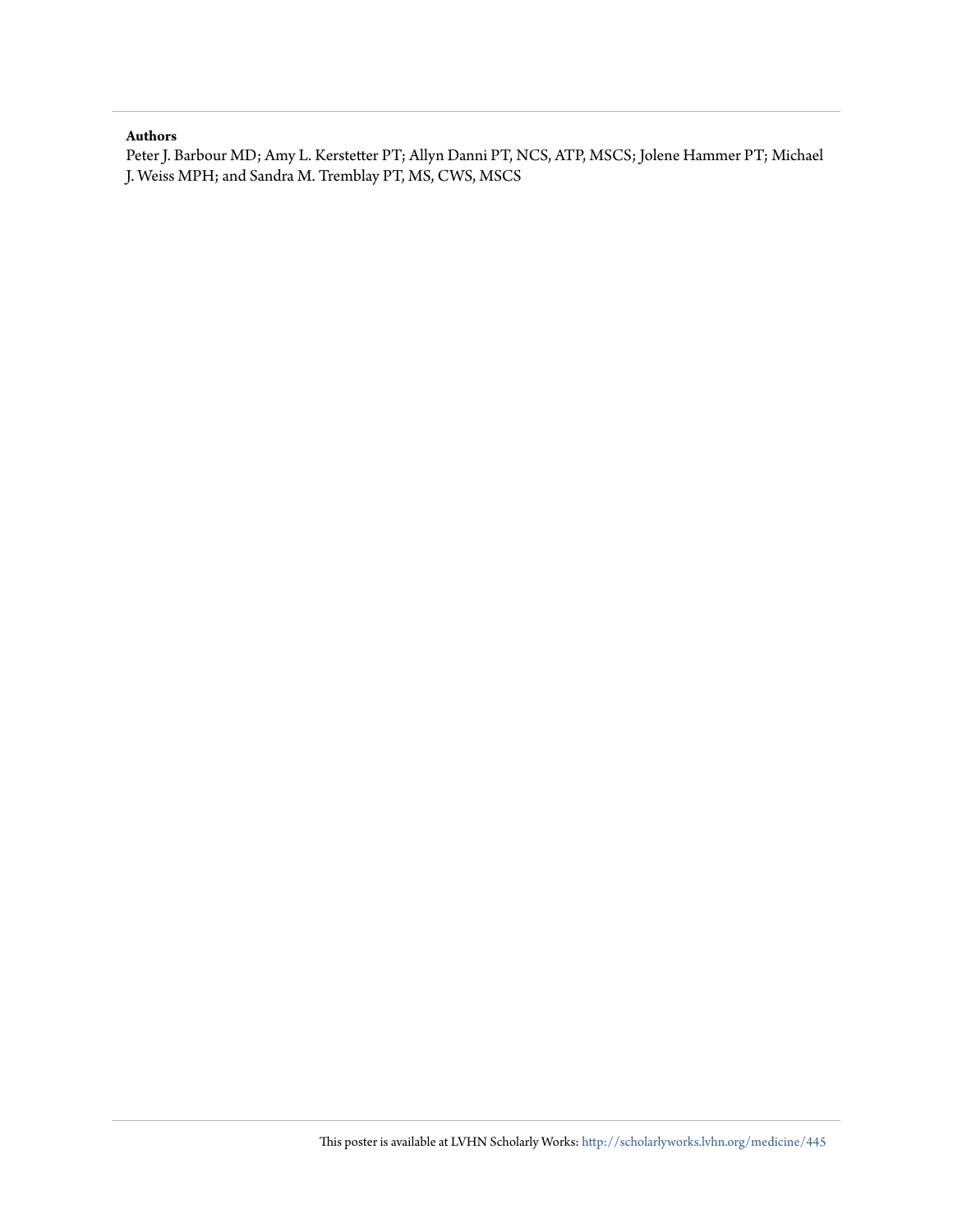**Authors**

Peter J. Barbour MD; Amy L. Kerstetter PT; Allyn Danni PT, NCS, ATP, MSCS; Jolene Hammer PT; Michael J. Weiss MPH; and Sandra M. Tremblay PT, MS, CWS, MSCS

This poster is available at LVHN Scholarly Works: http://scholarlyworks.lvhn.org/medicine/445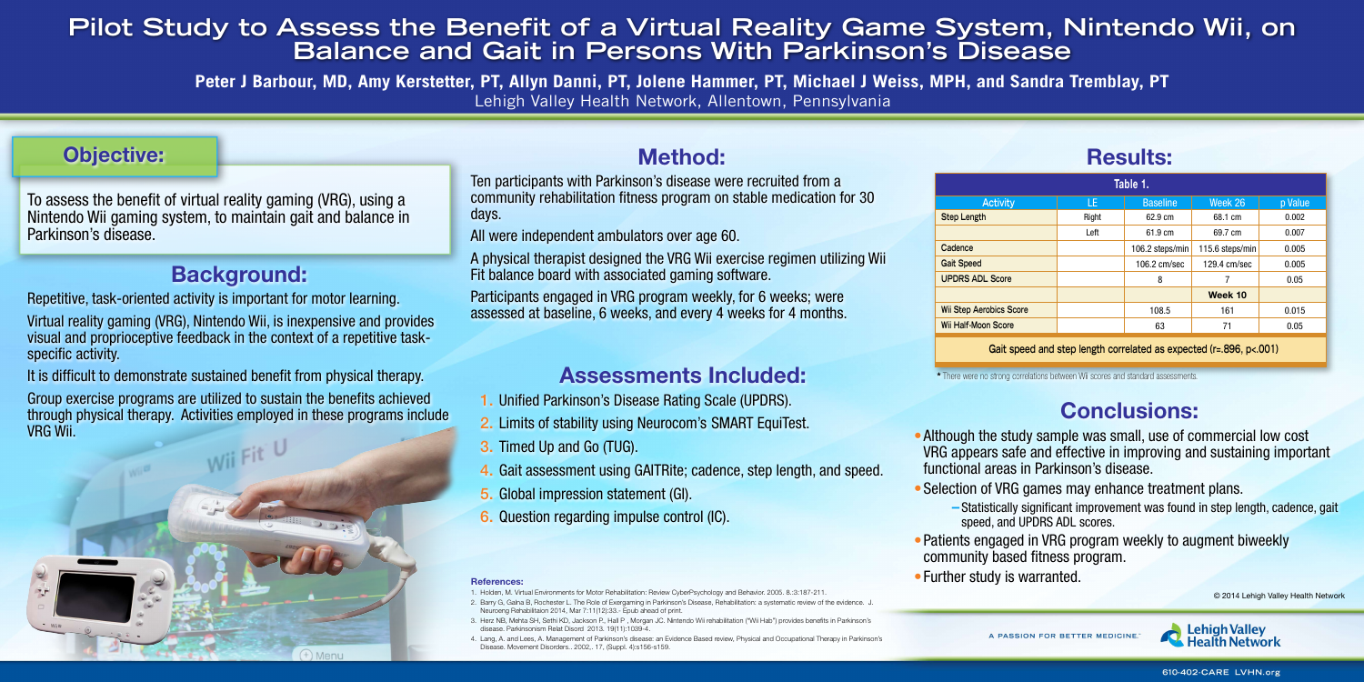# Pilot Study to Assess the Benefit of a Virtual Reality Game System, Nintendo Wii, on Balance and Gait in Persons With Parkinson's Disease

**Peter J Barbour, MD, Amy Kerstetter, PT, Allyn Danni, PT, Jolene Hammer, PT, Michael J Weiss, MPH, and Sandra Tremblay, PT**

Lehigh Valley Health Network, Allentown, Pennsylvania

## Objective:

To assess the benefit of virtual reality gaming (VRG), using a Nintendo Wii gaming system, to maintain gait and balance in Parkinson's disease.

## Background:

Repetitive, task-oriented activity is important for motor learning.

Virtual reality gaming (VRG), Nintendo Wii, is inexpensive and provides visual and proprioceptive feedback in the context of a repetitive task-specific activity.

It is difficult to demonstrate sustained benefit from physical therapy.

Group exercise programs are utilized to sustain the benefits achieved through physical therapy. Activities employed in these programs include VRG Wii.

## Method:

Ten participants with Parkinson's disease were recruited from a community rehabilitation fitness program on stable medication for 30 days.

All were independent ambulators over age 60.

A physical therapist designed the VRG Wii exercise regimen utilizing Wii Fit balance board with associated gaming software.

Participants engaged in VRG program weekly, for 6 weeks; were assessed at baseline, 6 weeks, and every 4 weeks for 4 months.

## Assessments Included:

1. Unified Parkinson's Disease Rating Scale (UPDRS).
2. Limits of stability using Neurocom's SMART EquiTest.
3. Timed Up and Go (TUG).
4. Gait assessment using GAITRite; cadence, step length, and speed.
5. Global impression statement (GI).
6. Question regarding impulse control (IC).

#### References:

1. Holden, M. Virtual Environments for Motor Rehabilitation: Review CyberPsychology and Behavior. 2005. 8.:3:187-211.
2. Barry G, Galna B, Rochester L. The Role of Exergaming in Parkinson's Disease, Rehabilitation: a systematic review of the evidence. J. Neuroeng Rehabilitaion 2014, Mar 7:11(12):33.- Epub ahead of print.
3. Herz NB, Mehta SH, Sethi KD, Jackson P., Hall P , Morgan JC. Nintendo Wii rehabilitation ("Wii Hab") provides benefits in Parkinson's disease. Parkinsonism Relat Disord 2013. 19(11):1039-4.
4. Lang, A. and Lees, A. Management of Parkinson's disease: an Evidence Based review, Physical and Occupational Therapy in Parkinson's Disease. Movement Disorders.. 2002,. 17, (Suppl. 4):s156-s159.

## Results:

**Table 1.**

| Activity | LE | Baseline | Week 26 | p Value |
|---|---|---|---|---|
| Step Length | Right | 62.9 cm | 68.1 cm | 0.002 |
| | Left | 61.9 cm | 69.7 cm | 0.007 |
| Cadence | | 106.2 steps/min | 115.6 steps/min | 0.005 |
| Gait Speed | | 106.2 cm/sec | 129.4 cm/sec | 0.005 |
| UPDRS ADL Score | | 8 | 7 | 0.05 |
| | | | Week 10 | |
| Wii Step Aerobics Score | | 108.5 | 161 | 0.015 |
| Wii Half-Moon Score | | 63 | 71 | 0.05 |

Gait speed and step length correlated as expected (r=.896, p<.001)

* There were no strong correlations between Wii scores and standard assessments.

## Conclusions:

- Although the study sample was small, use of commercial low cost VRG appears safe and effective in improving and sustaining important functional areas in Parkinson's disease.
- Selection of VRG games may enhance treatment plans.
  - Statistically significant improvement was found in step length, cadence, gait speed, and UPDRS ADL scores.
- Patients engaged in VRG program weekly to augment biweekly community based fitness program.
- Further study is warranted.

© 2014 Lehigh Valley Health Network

A PASSION FOR BETTER MEDICINE.™

Lehigh Valley Health Network

610-402-CARE LVHN.org